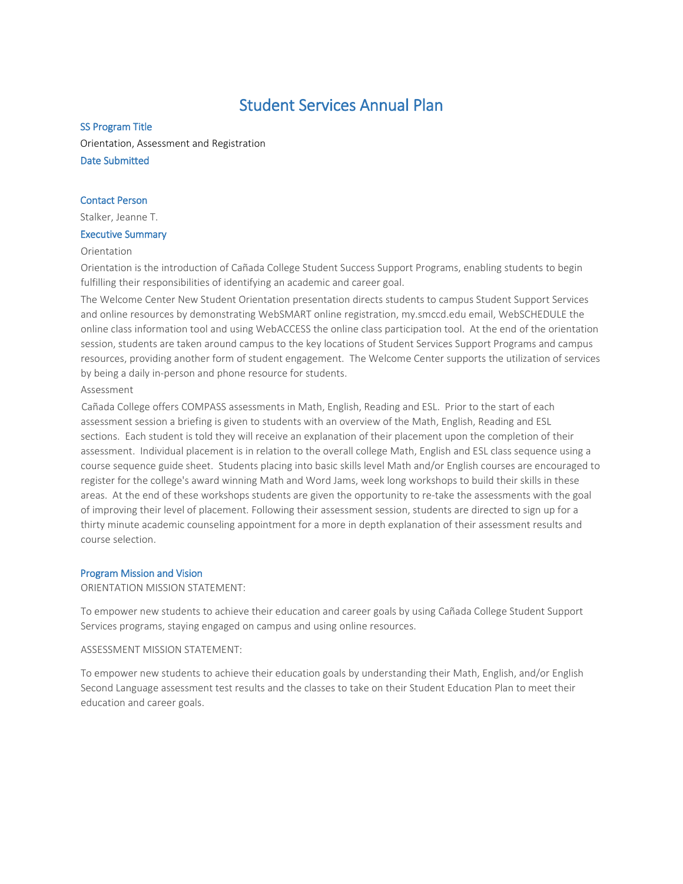# Student Services Annual Plan

### SS Program Title

Orientation, Assessment and Registration

### Date Submitted

### Contact Person

Stalker, Jeanne T.

### Executive Summary

Orientation

Orientation is the introduction of Cañada College Student Success Support Programs, enabling students to begin fulfilling their responsibilities of identifying an academic and career goal.

The Welcome Center New Student Orientation presentation directs students to campus Student Support Services and online resources by demonstrating WebSMART online registration, my.smccd.edu email, WebSCHEDULE the online class information tool and using WebACCESS the online class participation tool. At the end of the orientation session, students are taken around campus to the key locations of Student Services Support Programs and campus resources, providing another form of student engagement. The Welcome Center supports the utilization of services by being a daily in-person and phone resource for students.

Assessment

Cañada College offers COMPASS assessments in Math, English, Reading and ESL. Prior to the start of each assessment session a briefing is given to students with an overview of the Math, English, Reading and ESL sections. Each student is told they will receive an explanation of their placement upon the completion of their assessment. Individual placement is in relation to the overall college Math, English and ESL class sequence using a course sequence guide sheet. Students placing into basic skills level Math and/or English courses are encouraged to register for the college's award winning Math and Word Jams, week long workshops to build their skills in these areas. At the end of these workshops students are given the opportunity to re-take the assessments with the goal of improving their level of placement. Following their assessment session, students are directed to sign up for a thirty minute academic counseling appointment for a more in depth explanation of their assessment results and course selection.

### Program Mission and Vision

ORIENTATION MISSION STATEMENT:

To empower new students to achieve their education and career goals by using Cañada College Student Support Services programs, staying engaged on campus and using online resources.

ASSESSMENT MISSION STATEMENT:

To empower new students to achieve their education goals by understanding their Math, English, and/or English Second Language assessment test results and the classes to take on their Student Education Plan to meet their education and career goals.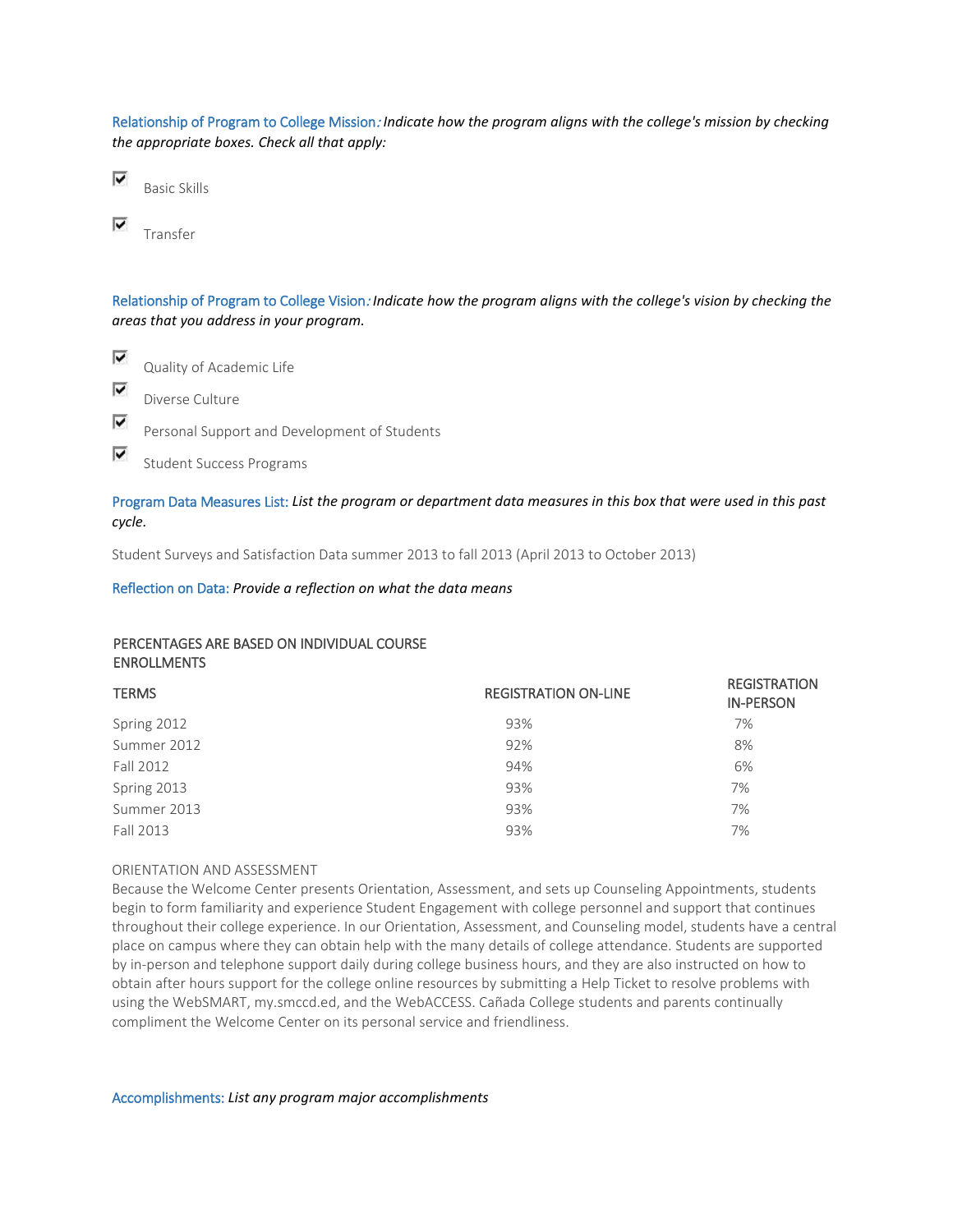Relationship of Program to College Mission*: Indicate how the program aligns with the college's mission by checking the appropriate boxes. Check all that apply:*

- [x] Basic Skills
- [x] Transfer

Relationship of Program to College Vision*: Indicate how the program aligns with the college's vision by checking the areas that you address in your program.*

- [x] Quality of Academic Life
- [x] Diverse Culture
- [x] Personal Support and Development of Students
- [x] Student Success Programs

Program Data Measures List: *List the program or department data measures in this box that were used in this past cycle.*

Student Surveys and Satisfaction Data summer 2013 to fall 2013 (April 2013 to October 2013)

Reflection on Data: *Provide a reflection on what the data means*

PERCENTAGES ARE BASED ON INDIVIDUAL COURSE ENROLLMENTS

| TERMS | REGISTRATION ON-LINE | REGISTRATION IN-PERSON |
|---|---|---|
| Spring 2012 | 93% | 7% |
| Summer 2012 | 92% | 8% |
| Fall 2012 | 94% | 6% |
| Spring 2013 | 93% | 7% |
| Summer 2013 | 93% | 7% |
| Fall 2013 | 93% | 7% |

ORIENTATION AND ASSESSMENT

Because the Welcome Center presents Orientation, Assessment, and sets up Counseling Appointments, students begin to form familiarity and experience Student Engagement with college personnel and support that continues throughout their college experience. In our Orientation, Assessment, and Counseling model, students have a central place on campus where they can obtain help with the many details of college attendance. Students are supported by in-person and telephone support daily during college business hours, and they are also instructed on how to obtain after hours support for the college online resources by submitting a Help Ticket to resolve problems with using the WebSMART, my.smccd.ed, and the WebACCESS. Cañada College students and parents continually compliment the Welcome Center on its personal service and friendliness.

Accomplishments: *List any program major accomplishments*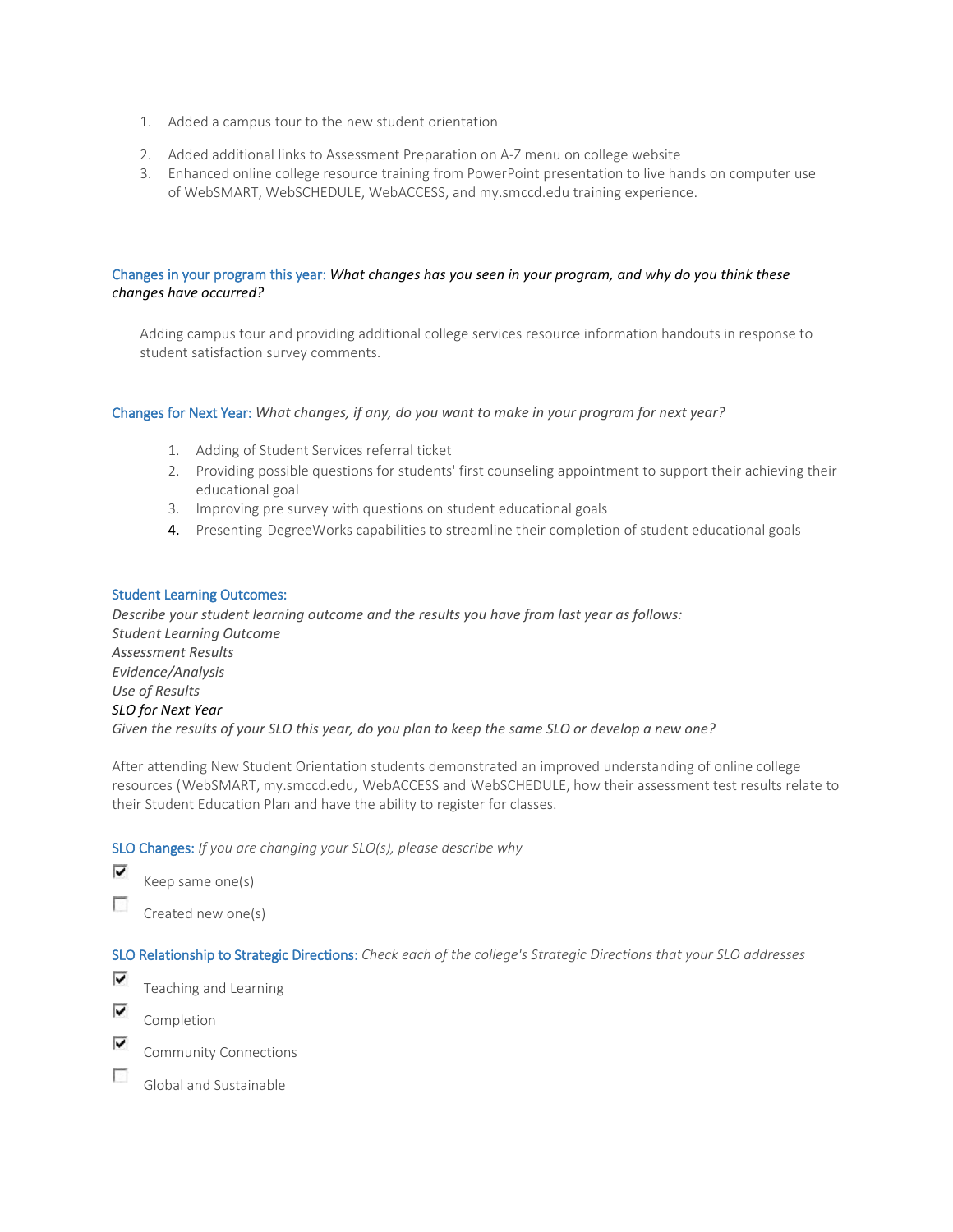1. Added a campus tour to the new student orientation
2. Added additional links to Assessment Preparation on A-Z menu on college website
3. Enhanced online college resource training from PowerPoint presentation to live hands on computer use of WebSMART, WebSCHEDULE, WebACCESS, and my.smccd.edu training experience.

**Changes in your program this year:** *What changes has you seen in your program, and why do you think these changes have occurred?*

Adding campus tour and providing additional college services resource information handouts in response to student satisfaction survey comments.

**Changes for Next Year:** *What changes, if any, do you want to make in your program for next year?*

1. Adding of Student Services referral ticket
2. Providing possible questions for students' first counseling appointment to support their achieving their educational goal
3. Improving pre survey with questions on student educational goals
4. Presenting DegreeWorks capabilities to streamline their completion of student educational goals

**Student Learning Outcomes:**
*Describe your student learning outcome and the results you have from last year as follows:*
*Student Learning Outcome*
*Assessment Results*
*Evidence/Analysis*
*Use of Results*
*SLO for Next Year*
*Given the results of your SLO this year, do you plan to keep the same SLO or develop a new one?*

After attending New Student Orientation students demonstrated an improved understanding of online college resources (WebSMART, my.smccd.edu, WebACCESS and WebSCHEDULE, how their assessment test results relate to their Student Education Plan and have the ability to register for classes.

**SLO Changes:** *If you are changing your SLO(s), please describe why*

- [x] Keep same one(s)
- [ ] Created new one(s)

**SLO Relationship to Strategic Directions:** *Check each of the college's Strategic Directions that your SLO addresses*

- [x] Teaching and Learning
- [x] Completion
- [x] Community Connections
- [ ] Global and Sustainable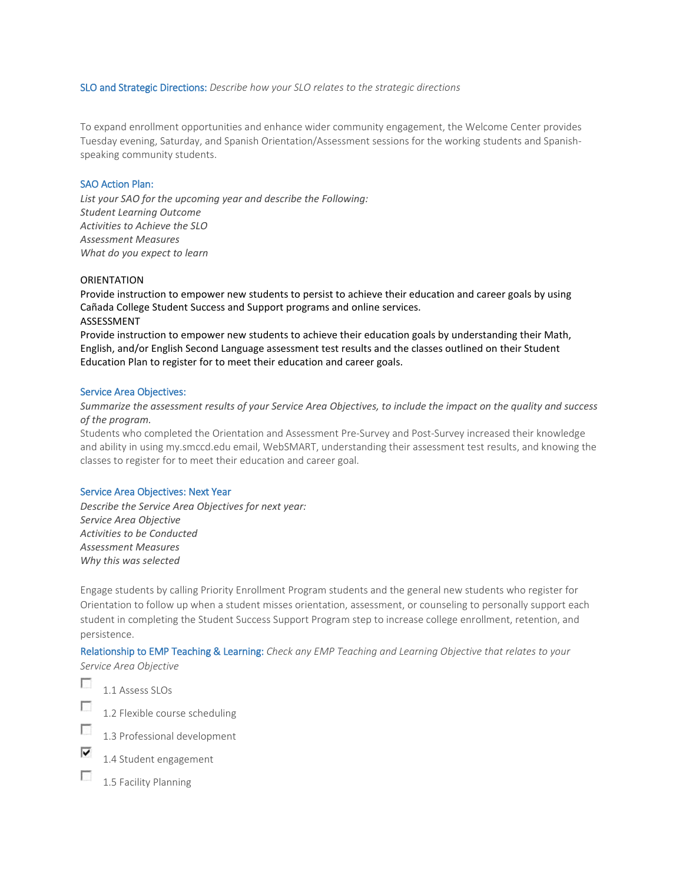**SLO and Strategic Directions:** *Describe how your SLO relates to the strategic directions*

To expand enrollment opportunities and enhance wider community engagement, the Welcome Center provides Tuesday evening, Saturday, and Spanish Orientation/Assessment sessions for the working students and Spanish-speaking community students.

**SAO Action Plan:**

*List your SAO for the upcoming year and describe the Following:*
*Student Learning Outcome*
*Activities to Achieve the SLO*
*Assessment Measures*
*What do you expect to learn*

ORIENTATION
Provide instruction to empower new students to persist to achieve their education and career goals by using Cañada College Student Success and Support programs and online services.
ASSESSMENT
Provide instruction to empower new students to achieve their education goals by understanding their Math, English, and/or English Second Language assessment test results and the classes outlined on their Student Education Plan to register for to meet their education and career goals.

**Service Area Objectives:**

*Summarize the assessment results of your Service Area Objectives, to include the impact on the quality and success of the program.*
Students who completed the Orientation and Assessment Pre-Survey and Post-Survey increased their knowledge and ability in using my.smccd.edu email, WebSMART, understanding their assessment test results, and knowing the classes to register for to meet their education and career goal.

**Service Area Objectives: Next Year**

*Describe the Service Area Objectives for next year:*
*Service Area Objective*
*Activities to be Conducted*
*Assessment Measures*
*Why this was selected*

Engage students by calling Priority Enrollment Program students and the general new students who register for Orientation to follow up when a student misses orientation, assessment, or counseling to personally support each student in completing the Student Success Support Program step to increase college enrollment, retention, and persistence.

**Relationship to EMP Teaching & Learning:** *Check any EMP Teaching and Learning Objective that relates to your Service Area Objective*

- [ ] 1.1 Assess SLOs
- [ ] 1.2 Flexible course scheduling
- [ ] 1.3 Professional development
- [x] 1.4 Student engagement
- [ ] 1.5 Facility Planning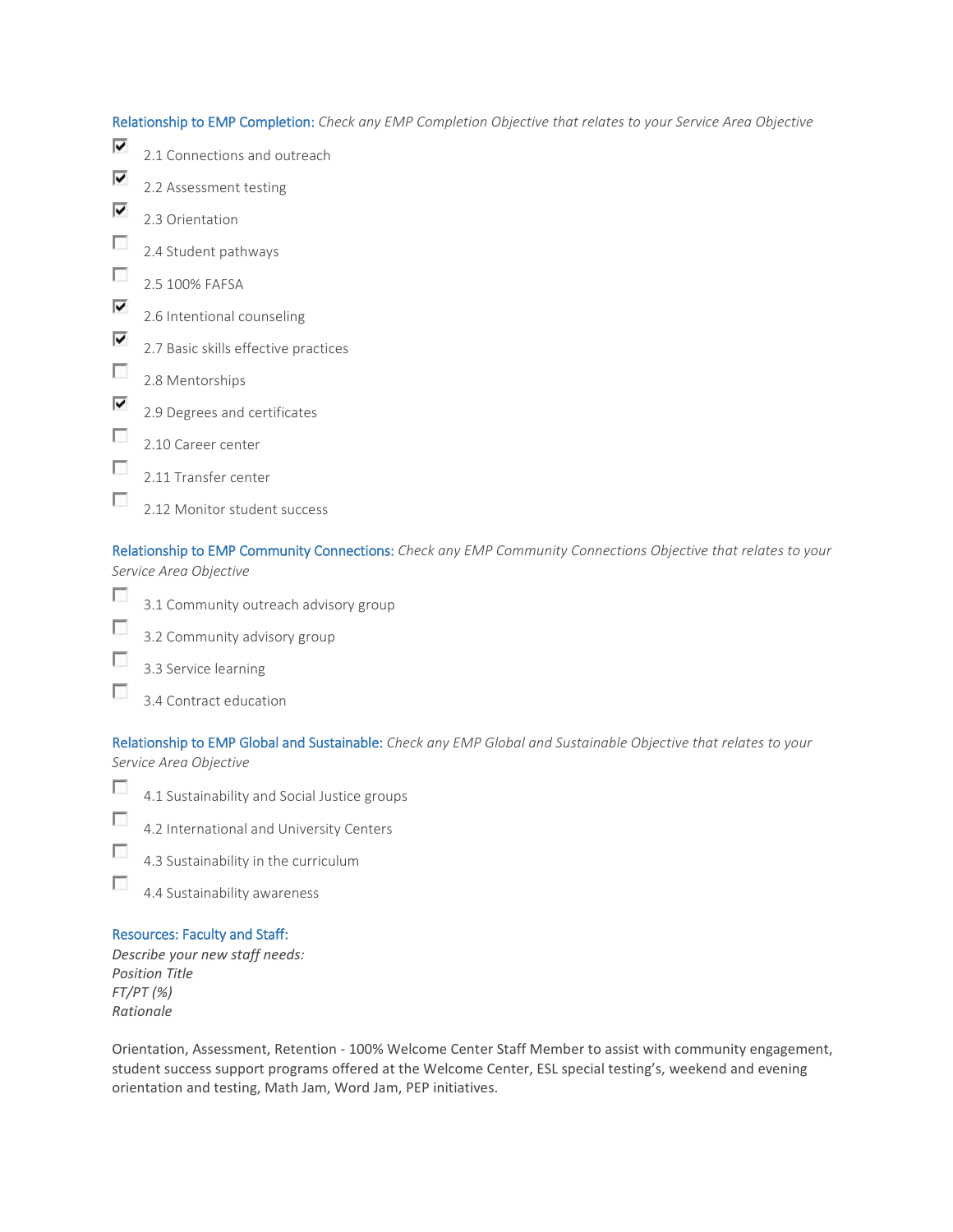**Relationship to EMP Completion:** *Check any EMP Completion Objective that relates to your Service Area Objective*

- [x] 2.1 Connections and outreach
- [x] 2.2 Assessment testing
- [x] 2.3 Orientation
- [ ] 2.4 Student pathways
- [ ] 2.5 100% FAFSA
- [x] 2.6 Intentional counseling
- [x] 2.7 Basic skills effective practices
- [ ] 2.8 Mentorships
- [x] 2.9 Degrees and certificates
- [ ] 2.10 Career center
- [ ] 2.11 Transfer center
- [ ] 2.12 Monitor student success

**Relationship to EMP Community Connections:** *Check any EMP Community Connections Objective that relates to your Service Area Objective*

- [ ] 3.1 Community outreach advisory group
- [ ] 3.2 Community advisory group
- [ ] 3.3 Service learning
- [ ] 3.4 Contract education

**Relationship to EMP Global and Sustainable:** *Check any EMP Global and Sustainable Objective that relates to your Service Area Objective*

- [ ] 4.1 Sustainability and Social Justice groups
- [ ] 4.2 International and University Centers
- [ ] 4.3 Sustainability in the curriculum
- [ ] 4.4 Sustainability awareness

**Resources: Faculty and Staff:**
*Describe your new staff needs:*
*Position Title*
*FT/PT (%)*
*Rationale*

Orientation, Assessment, Retention - 100% Welcome Center Staff Member to assist with community engagement, student success support programs offered at the Welcome Center, ESL special testing's, weekend and evening orientation and testing, Math Jam, Word Jam, PEP initiatives.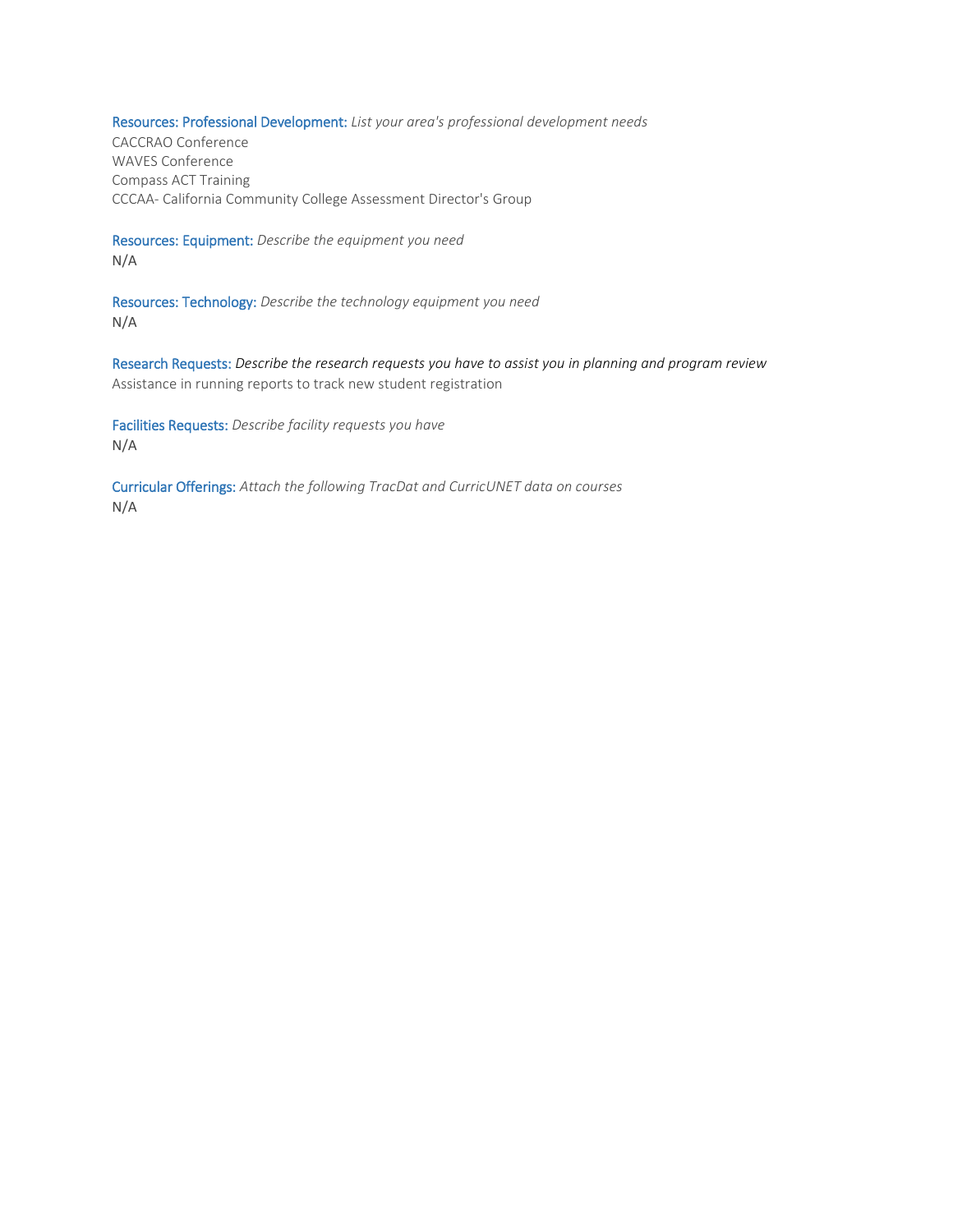Resources: Professional Development: *List your area's professional development needs*
CACCRAO Conference
WAVES Conference
Compass ACT Training
CCCAA- California Community College Assessment Director's Group

Resources: Equipment: *Describe the equipment you need*
N/A

Resources: Technology: *Describe the technology equipment you need*
N/A

Research Requests: *Describe the research requests you have to assist you in planning and program review*
Assistance in running reports to track new student registration

Facilities Requests: *Describe facility requests you have*
N/A

Curricular Offerings: *Attach the following TracDat and CurricUNET data on courses*
N/A